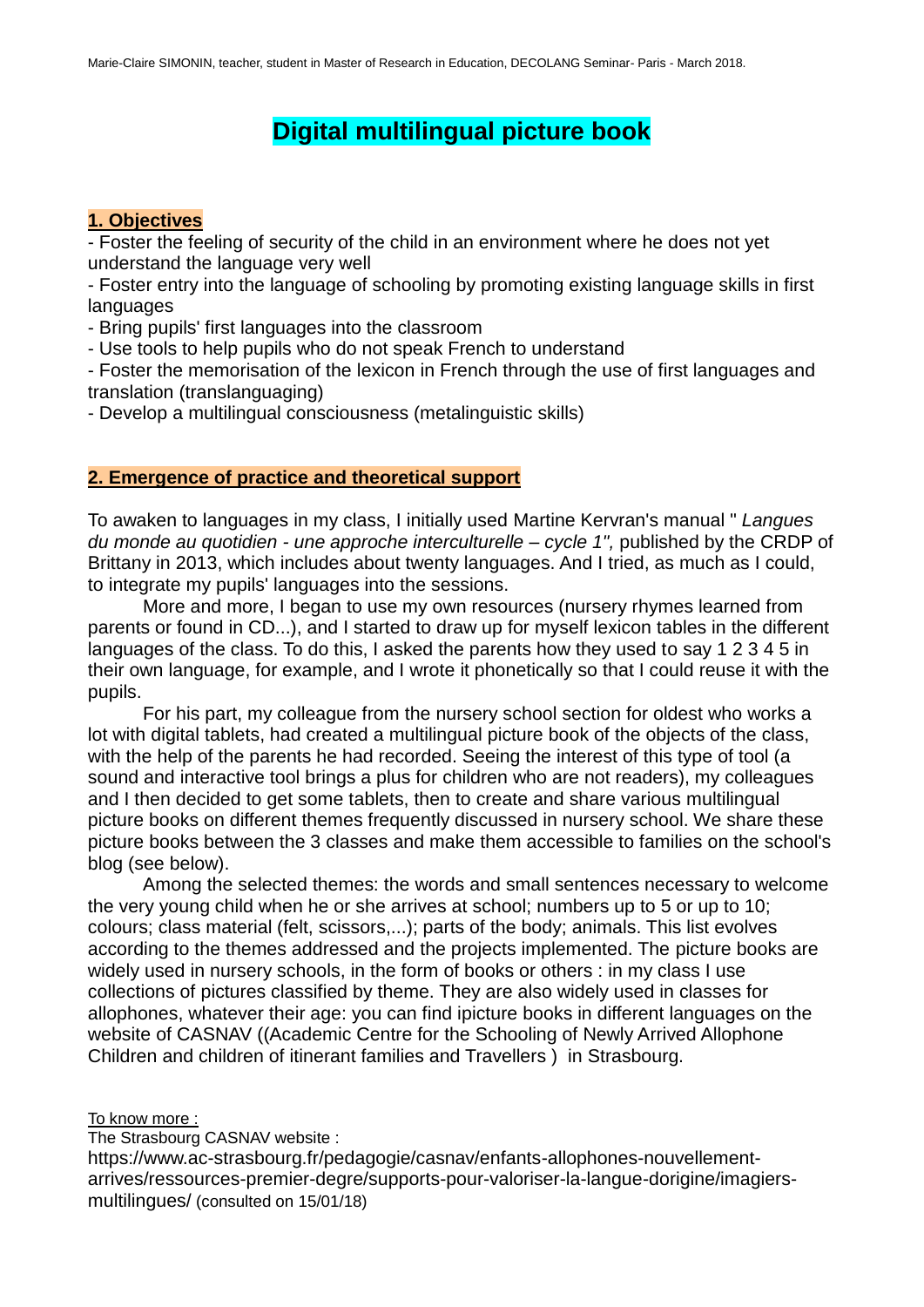Marie-Claire SIMONIN, teacher, student in Master of Research in Education, DECOLANG Seminar- Paris - March 2018.

# Digital multilingual picture book

## 1. Objectives

- Foster the feeling of security of the child in an environment where he does not yet understand the language very well
- Foster entry into the language of schooling by promoting existing language skills in first languages
- Bring pupils' first languages into the classroom
- Use tools to help pupils who do not speak French to understand
- Foster the memorisation of the lexicon in French through the use of first languages and translation (translanguaging)
- Develop a multilingual consciousness (metalinguistic skills)

## 2. Emergence of practice and theoretical support

To awaken to languages in my class, I initially used Martine Kervran's manual " *Langues du monde au quotidien - une approche interculturelle – cycle 1",* published by the CRDP of Brittany in 2013, which includes about twenty languages. And I tried, as much as I could, to integrate my pupils' languages into the sessions.

More and more, I began to use my own resources (nursery rhymes learned from parents or found in CD...), and I started to draw up for myself lexicon tables in the different languages of the class. To do this, I asked the parents how they used to say 1 2 3 4 5 in their own language, for example, and I wrote it phonetically so that I could reuse it with the pupils.

For his part, my colleague from the nursery school section for oldest who works a lot with digital tablets, had created a multilingual picture book of the objects of the class, with the help of the parents he had recorded. Seeing the interest of this type of tool (a sound and interactive tool brings a plus for children who are not readers), my colleagues and I then decided to get some tablets, then to create and share various multilingual picture books on different themes frequently discussed in nursery school. We share these picture books between the 3 classes and make them accessible to families on the school's blog (see below).

Among the selected themes: the words and small sentences necessary to welcome the very young child when he or she arrives at school; numbers up to 5 or up to 10; colours; class material (felt, scissors,...); parts of the body; animals. This list evolves according to the themes addressed and the projects implemented. The picture books are widely used in nursery schools, in the form of books or others : in my class I use collections of pictures classified by theme. They are also widely used in classes for allophones, whatever their age: you can find ipicture books in different languages on the website of CASNAV ((Academic Centre for the Schooling of Newly Arrived Allophone Children and children of itinerant families and Travellers ) in Strasbourg.

To know more :

The Strasbourg CASNAV website :

https://www.ac-strasbourg.fr/pedagogie/casnav/enfants-allophones-nouvellement-arrives/ressources-premier-degre/supports-pour-valoriser-la-langue-dorigine/imagiers-multilingues/ (consulted on 15/01/18)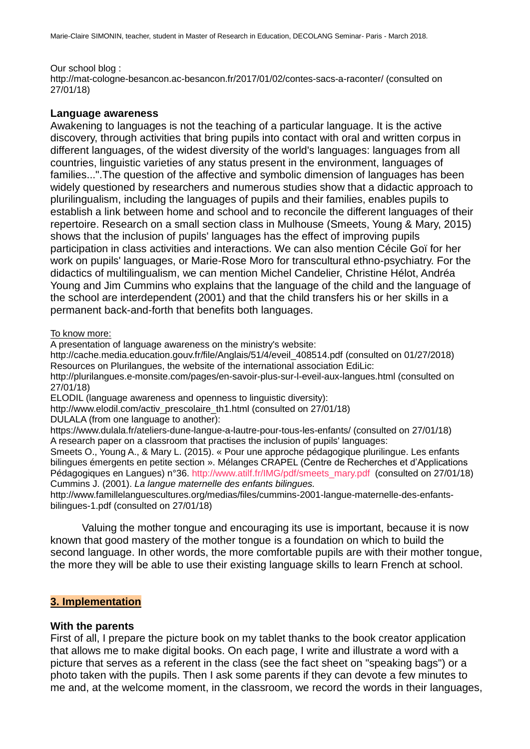Our school blog :
http://mat-cologne-besancon.ac-besancon.fr/2017/01/02/contes-sacs-a-raconter/ (consulted on 27/01/18)

**Language awareness**

Awakening to languages is not the teaching of a particular language. It is the active discovery, through activities that bring pupils into contact with oral and written corpus in different languages, of the widest diversity of the world's languages: languages from all countries, linguistic varieties of any status present in the environment, languages of families...".The question of the affective and symbolic dimension of languages has been widely questioned by researchers and numerous studies show that a didactic approach to plurilingualism, including the languages of pupils and their families, enables pupils to establish a link between home and school and to reconcile the different languages of their repertoire. Research on a small section class in Mulhouse (Smeets, Young & Mary, 2015) shows that the inclusion of pupils' languages has the effect of improving pupils participation in class activities and interactions. We can also mention Cécile Goï for her work on pupils' languages, or Marie-Rose Moro for transcultural ethno-psychiatry. For the didactics of multilingualism, we can mention Michel Candelier, Christine Hélot, Andréa Young and Jim Cummins who explains that the language of the child and the language of the school are interdependent (2001) and that the child transfers his or her skills in a permanent back-and-forth that benefits both languages.

To know more:
A presentation of language awareness on the ministry's website:
http://cache.media.education.gouv.fr/file/Anglais/51/4/eveil_408514.pdf (consulted on 01/27/2018)
Resources on Plurilangues, the website of the international association EdiLic:
http://plurilangues.e-monsite.com/pages/en-savoir-plus-sur-l-eveil-aux-langues.html (consulted on 27/01/18)
ELODIL (language awareness and openness to linguistic diversity):
http://www.elodil.com/activ_prescolaire_th1.html (consulted on 27/01/18)
DULALA (from one language to another):
https://www.dulala.fr/ateliers-dune-langue-a-lautre-pour-tous-les-enfants/ (consulted on 27/01/18)
A research paper on a classroom that practises the inclusion of pupils' languages:
Smeets O., Young A., & Mary L. (2015). « Pour une approche pédagogique plurilingue. Les enfants bilingues émergents en petite section ». Mélanges CRAPEL (Centre de Recherches et d'Applications Pédagogiques en Langues) n°36. http://www.atilf.fr/IMG/pdf/smeets_mary.pdf (consulted on 27/01/18)
Cummins J. (2001). *La langue maternelle des enfants bilingues.*
http://www.famillelanguescultures.org/medias/files/cummins-2001-langue-maternelle-des-enfants-bilingues-1.pdf (consulted on 27/01/18)

Valuing the mother tongue and encouraging its use is important, because it is now known that good mastery of the mother tongue is a foundation on which to build the second language. In other words, the more comfortable pupils are with their mother tongue, the more they will be able to use their existing language skills to learn French at school.

## 3. Implementation

**With the parents**

First of all, I prepare the picture book on my tablet thanks to the book creator application that allows me to make digital books. On each page, I write and illustrate a word with a picture that serves as a referent in the class (see the fact sheet on "speaking bags") or a photo taken with the pupils. Then I ask some parents if they can devote a few minutes to me and, at the welcome moment, in the classroom, we record the words in their languages,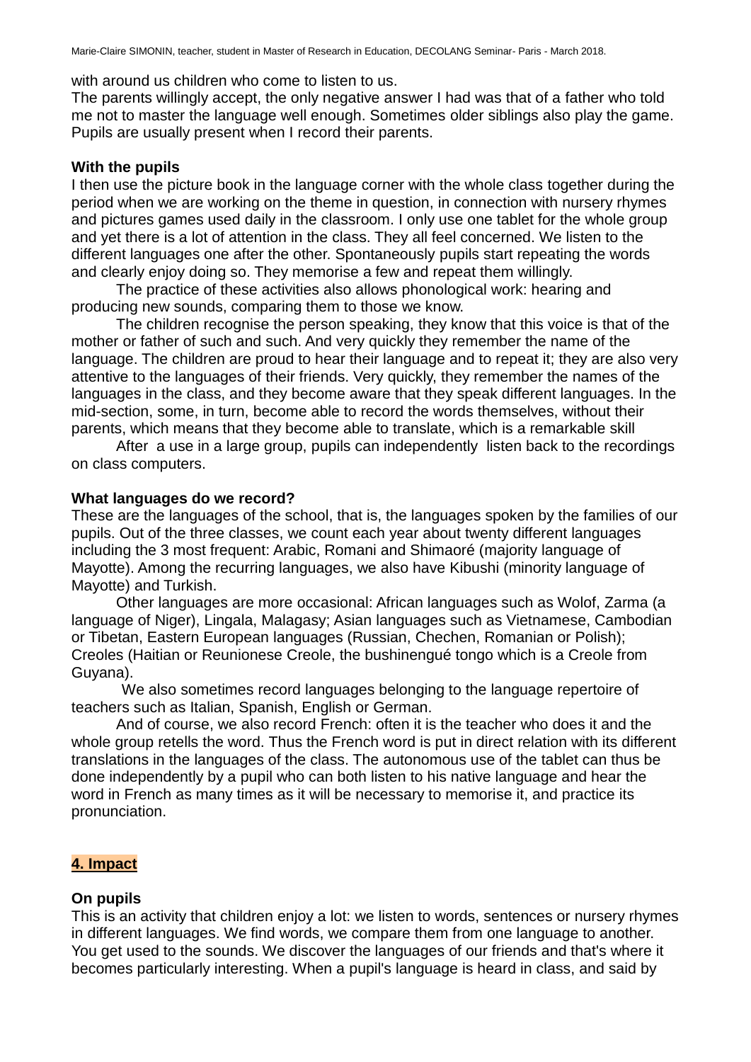with around us children who come to listen to us.
The parents willingly accept, the only negative answer I had was that of a father who told me not to master the language well enough. Sometimes older siblings also play the game. Pupils are usually present when I record their parents.

**With the pupils**

I then use the picture book in the language corner with the whole class together during the period when we are working on the theme in question, in connection with nursery rhymes and pictures games used daily in the classroom. I only use one tablet for the whole group and yet there is a lot of attention in the class. They all feel concerned. We listen to the different languages one after the other. Spontaneously pupils start repeating the words and clearly enjoy doing so. They memorise a few and repeat them willingly.

The practice of these activities also allows phonological work: hearing and producing new sounds, comparing them to those we know.

The children recognise the person speaking, they know that this voice is that of the mother or father of such and such. And very quickly they remember the name of the language. The children are proud to hear their language and to repeat it; they are also very attentive to the languages of their friends. Very quickly, they remember the names of the languages in the class, and they become aware that they speak different languages. In the mid-section, some, in turn, become able to record the words themselves, without their parents, which means that they become able to translate, which is a remarkable skill

After a use in a large group, pupils can independently listen back to the recordings on class computers.

**What languages do we record?**

These are the languages of the school, that is, the languages spoken by the families of our pupils. Out of the three classes, we count each year about twenty different languages including the 3 most frequent: Arabic, Romani and Shimaoré (majority language of Mayotte). Among the recurring languages, we also have Kibushi (minority language of Mayotte) and Turkish.

Other languages are more occasional: African languages such as Wolof, Zarma (a language of Niger), Lingala, Malagasy; Asian languages such as Vietnamese, Cambodian or Tibetan, Eastern European languages (Russian, Chechen, Romanian or Polish); Creoles (Haitian or Reunionese Creole, the bushinengué tongo which is a Creole from Guyana).

We also sometimes record languages belonging to the language repertoire of teachers such as Italian, Spanish, English or German.

And of course, we also record French: often it is the teacher who does it and the whole group retells the word. Thus the French word is put in direct relation with its different translations in the languages of the class. The autonomous use of the tablet can thus be done independently by a pupil who can both listen to his native language and hear the word in French as many times as it will be necessary to memorise it, and practice its pronunciation.

## 4. Impact

**On pupils**

This is an activity that children enjoy a lot: we listen to words, sentences or nursery rhymes in different languages. We find words, we compare them from one language to another. You get used to the sounds. We discover the languages of our friends and that's where it becomes particularly interesting. When a pupil's language is heard in class, and said by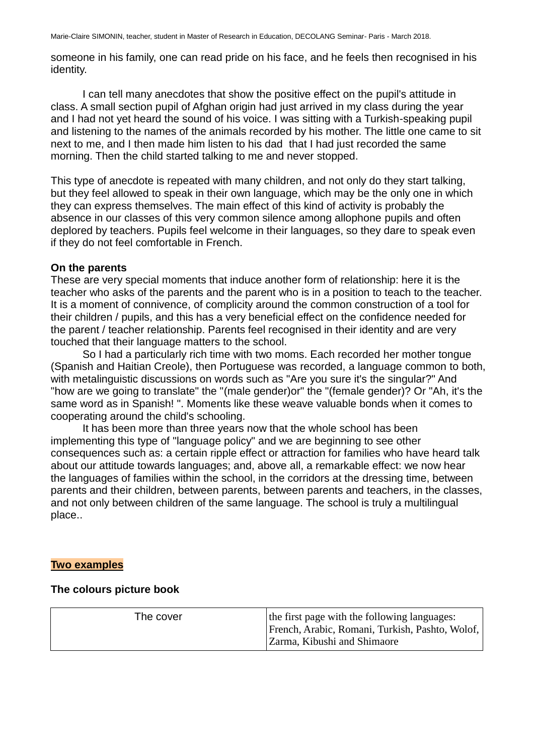someone in his family, one can read pride on his face, and he feels then recognised in his identity.

I can tell many anecdotes that show the positive effect on the pupil's attitude in class. A small section pupil of Afghan origin had just arrived in my class during the year and I had not yet heard the sound of his voice. I was sitting with a Turkish-speaking pupil and listening to the names of the animals recorded by his mother. The little one came to sit next to me, and I then made him listen to his dad that I had just recorded the same morning. Then the child started talking to me and never stopped.

This type of anecdote is repeated with many children, and not only do they start talking, but they feel allowed to speak in their own language, which may be the only one in which they can express themselves. The main effect of this kind of activity is probably the absence in our classes of this very common silence among allophone pupils and often deplored by teachers. Pupils feel welcome in their languages, so they dare to speak even if they do not feel comfortable in French.

**On the parents**

These are very special moments that induce another form of relationship: here it is the teacher who asks of the parents and the parent who is in a position to teach to the teacher. It is a moment of connivence, of complicity around the common construction of a tool for their children / pupils, and this has a very beneficial effect on the confidence needed for the parent / teacher relationship. Parents feel recognised in their identity and are very touched that their language matters to the school.

So I had a particularly rich time with two moms. Each recorded her mother tongue (Spanish and Haitian Creole), then Portuguese was recorded, a language common to both, with metalinguistic discussions on words such as "Are you sure it's the singular?" And "how are we going to translate" the "(male gender)or" the "(female gender)? Or "Ah, it's the same word as in Spanish! ". Moments like these weave valuable bonds when it comes to cooperating around the child's schooling.

It has been more than three years now that the whole school has been implementing this type of "language policy" and we are beginning to see other consequences such as: a certain ripple effect or attraction for families who have heard talk about our attitude towards languages; and, above all, a remarkable effect: we now hear the languages of families within the school, in the corridors at the dressing time, between parents and their children, between parents, between parents and teachers, in the classes, and not only between children of the same language. The school is truly a multilingual place..

**Two examples**

**The colours picture book**

| The cover | the first page with the following languages: French, Arabic, Romani, Turkish, Pashto, Wolof, Zarma, Kibushi and Shimaore |
|---|---|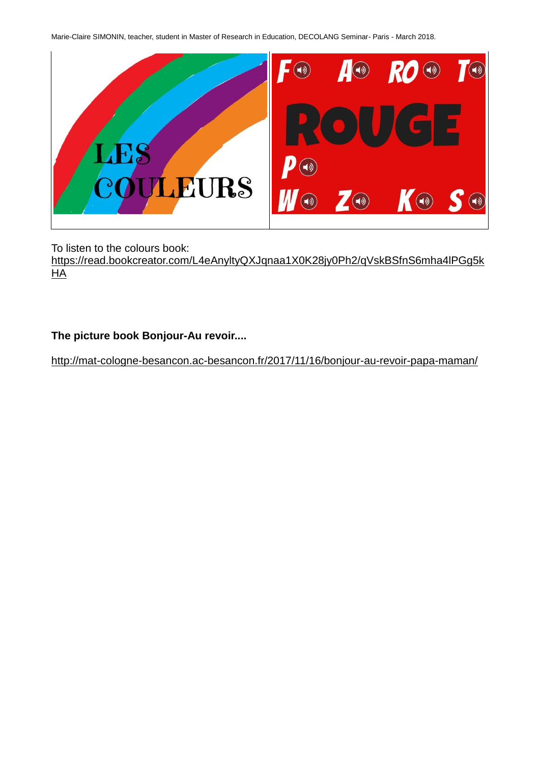To listen to the colours book:
https://read.bookcreator.com/L4eAnyltyQXJqnaa1X0K28jy0Ph2/qVskBSfnS6mha4lPGg5kHA

**The picture book Bonjour-Au revoir....**

http://mat-cologne-besancon.ac-besancon.fr/2017/11/16/bonjour-au-revoir-papa-maman/